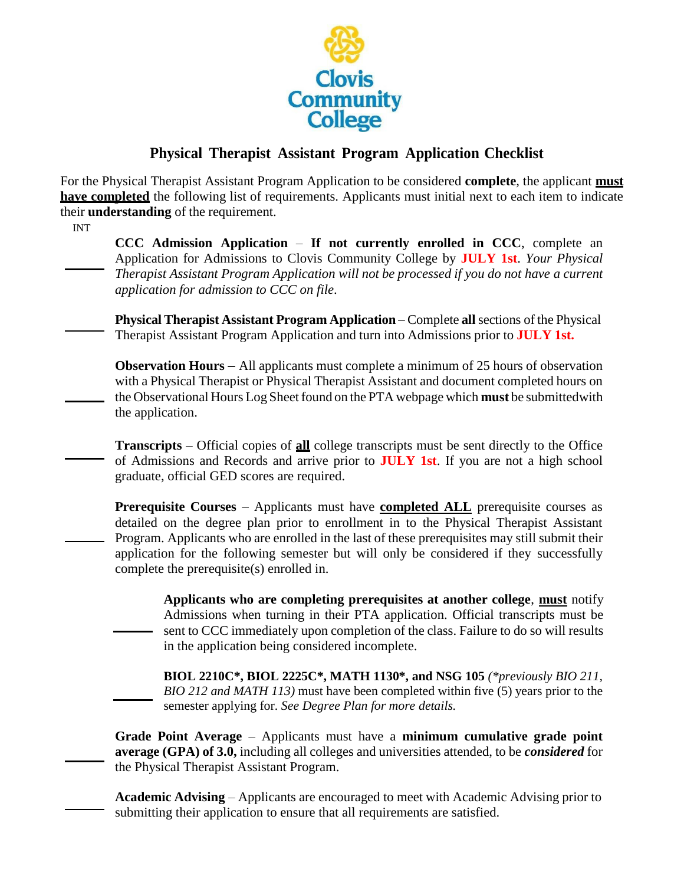Clovis Community College

# Physical Therapist Assistant Program Application Checklist

For the Physical Therapist Assistant Program Application to be considered **complete**, the applicant **must have completed** the following list of requirements. Applicants must initial next to each item to indicate their **understanding** of the requirement.

INT

_____ **CCC Admission Application** – **If not currently enrolled in CCC**, complete an Application for Admissions to Clovis Community College by **JULY 1st**. *Your Physical Therapist Assistant Program Application will not be processed if you do not have a current application for admission to CCC on file.*

_____ **Physical Therapist Assistant Program Application** – Complete **all** sections of the Physical Therapist Assistant Program Application and turn into Admissions prior to **JULY 1st.**

_____ **Observation Hours –** All applicants must complete a minimum of 25 hours of observation with a Physical Therapist or Physical Therapist Assistant and document completed hours on the Observational Hours Log Sheet found on the PTA webpage which **must** be submittedwith the application.

_____ **Transcripts** – Official copies of **all** college transcripts must be sent directly to the Office of Admissions and Records and arrive prior to **JULY 1st**. If you are not a high school graduate, official GED scores are required.

_____ **Prerequisite Courses** – Applicants must have **completed ALL** prerequisite courses as detailed on the degree plan prior to enrollment in to the Physical Therapist Assistant Program. Applicants who are enrolled in the last of these prerequisites may still submit their application for the following semester but will only be considered if they successfully complete the prerequisite(s) enrolled in.

> _____ **Applicants who are completing prerequisites at another college**, **must** notify Admissions when turning in their PTA application. Official transcripts must be sent to CCC immediately upon completion of the class. Failure to do so will results in the application being considered incomplete.
>
> _____ **BIOL 2210C\*, BIOL 2225C\*, MATH 1130\*, and NSG 105** *(\*previously BIO 211, BIO 212 and MATH 113)* must have been completed within five (5) years prior to the semester applying for. *See Degree Plan for more details.*

_____ **Grade Point Average** – Applicants must have a **minimum cumulative grade point average (GPA) of 3.0,** including all colleges and universities attended, to be ***considered*** for the Physical Therapist Assistant Program.

_____ **Academic Advising** – Applicants are encouraged to meet with Academic Advising prior to submitting their application to ensure that all requirements are satisfied.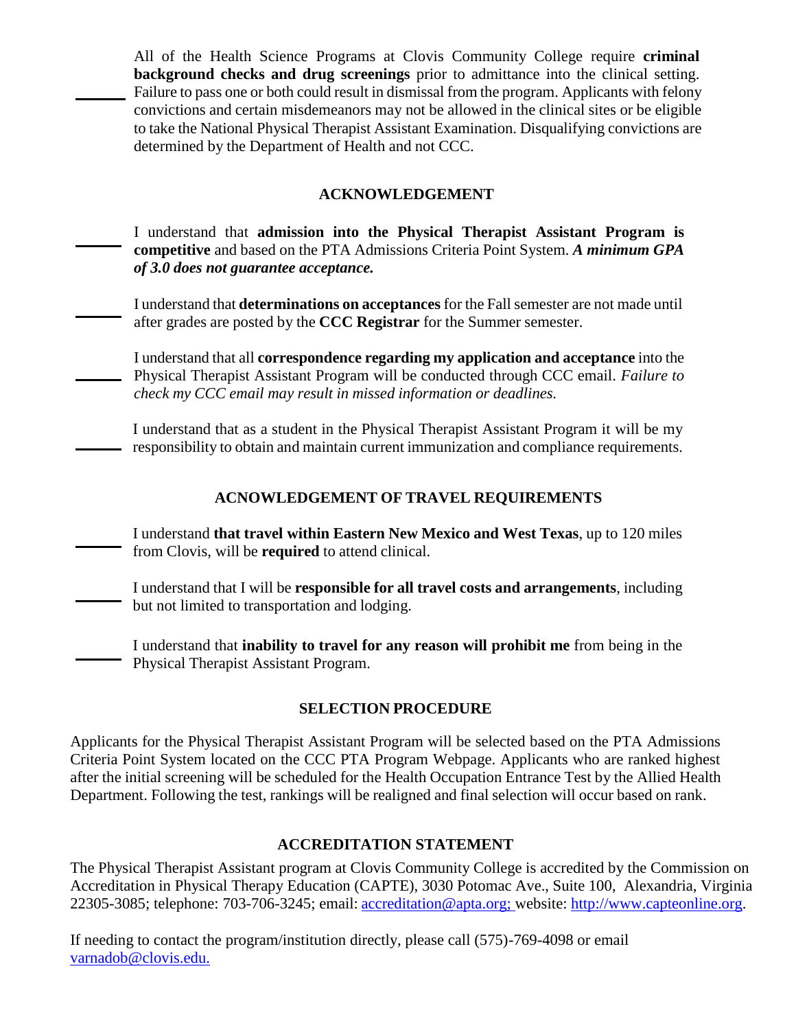_______ All of the Health Science Programs at Clovis Community College require **criminal background checks and drug screenings** prior to admittance into the clinical setting. Failure to pass one or both could result in dismissal from the program. Applicants with felony convictions and certain misdemeanors may not be allowed in the clinical sites or be eligible to take the National Physical Therapist Assistant Examination. Disqualifying convictions are determined by the Department of Health and not CCC.

## ACKNOWLEDGEMENT

_______ I understand that **admission into the Physical Therapist Assistant Program is competitive** and based on the PTA Admissions Criteria Point System. ***A minimum GPA of 3.0 does not guarantee acceptance.***

_______ I understand that **determinations on acceptances** for the Fall semester are not made until after grades are posted by the **CCC Registrar** for the Summer semester.

_______ I understand that all **correspondence regarding my application and acceptance** into the Physical Therapist Assistant Program will be conducted through CCC email. *Failure to check my CCC email may result in missed information or deadlines.*

_______ I understand that as a student in the Physical Therapist Assistant Program it will be my responsibility to obtain and maintain current immunization and compliance requirements.

## ACNOWLEDGEMENT OF TRAVEL REQUIREMENTS

_______ I understand **that travel within Eastern New Mexico and West Texas**, up to 120 miles from Clovis, will be **required** to attend clinical.

_______ I understand that I will be **responsible for all travel costs and arrangements**, including but not limited to transportation and lodging.

_______ I understand that **inability to travel for any reason will prohibit me** from being in the Physical Therapist Assistant Program.

## SELECTION PROCEDURE

Applicants for the Physical Therapist Assistant Program will be selected based on the PTA Admissions Criteria Point System located on the CCC PTA Program Webpage. Applicants who are ranked highest after the initial screening will be scheduled for the Health Occupation Entrance Test by the Allied Health Department. Following the test, rankings will be realigned and final selection will occur based on rank.

## ACCREDITATION STATEMENT

The Physical Therapist Assistant program at Clovis Community College is accredited by the Commission on Accreditation in Physical Therapy Education (CAPTE), 3030 Potomac Ave., Suite 100, Alexandria, Virginia 22305-3085; telephone: 703-706-3245; email: accreditation@apta.org; website: http://www.capteonline.org.

If needing to contact the program/institution directly, please call (575)-769-4098 or email varnadob@clovis.edu.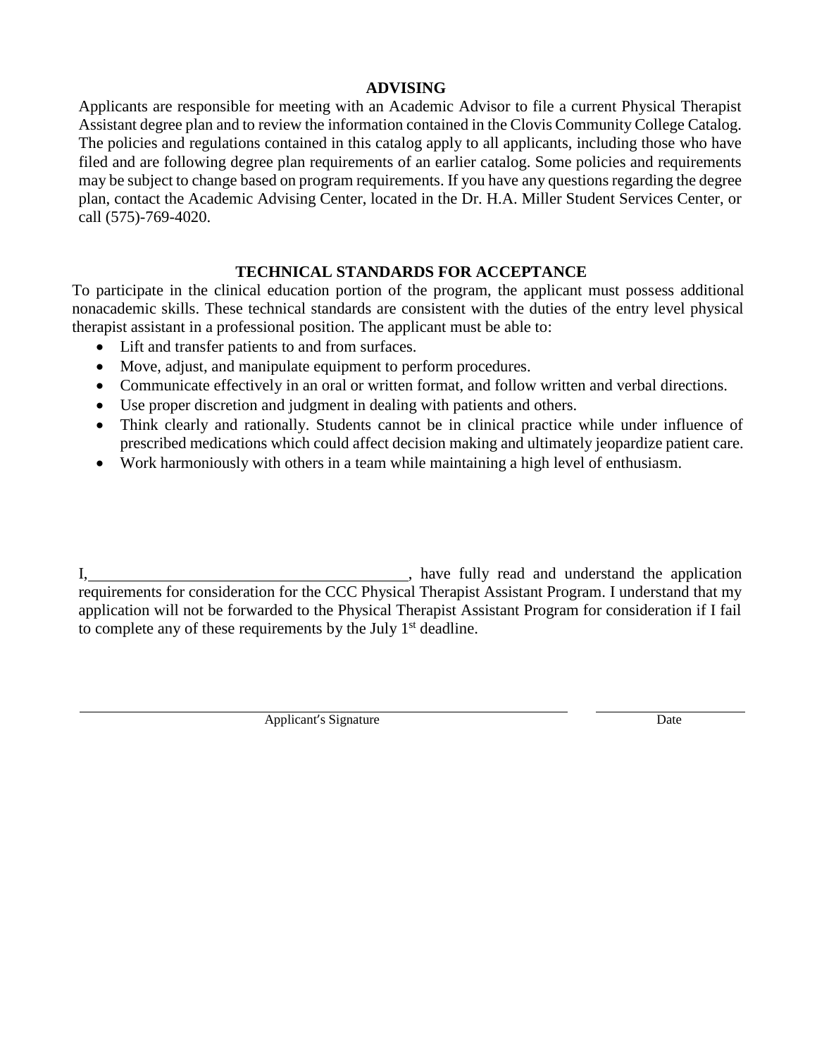## ADVISING

Applicants are responsible for meeting with an Academic Advisor to file a current Physical Therapist Assistant degree plan and to review the information contained in the Clovis Community College Catalog. The policies and regulations contained in this catalog apply to all applicants, including those who have filed and are following degree plan requirements of an earlier catalog. Some policies and requirements may be subject to change based on program requirements. If you have any questions regarding the degree plan, contact the Academic Advising Center, located in the Dr. H.A. Miller Student Services Center, or call (575)-769-4020.

## TECHNICAL STANDARDS FOR ACCEPTANCE

To participate in the clinical education portion of the program, the applicant must possess additional nonacademic skills. These technical standards are consistent with the duties of the entry level physical therapist assistant in a professional position. The applicant must be able to:

- Lift and transfer patients to and from surfaces.
- Move, adjust, and manipulate equipment to perform procedures.
- Communicate effectively in an oral or written format, and follow written and verbal directions.
- Use proper discretion and judgment in dealing with patients and others.
- Think clearly and rationally. Students cannot be in clinical practice while under influence of prescribed medications which could affect decision making and ultimately jeopardize patient care.
- Work harmoniously with others in a team while maintaining a high level of enthusiasm.

I, ________________________________________, have fully read and understand the application requirements for consideration for the CCC Physical Therapist Assistant Program. I understand that my application will not be forwarded to the Physical Therapist Assistant Program for consideration if I fail to complete any of these requirements by the July 1st deadline.

_______________________________________________ &nbsp;&nbsp;&nbsp; ____________________

Applicant's Signature &nbsp;&nbsp;&nbsp; Date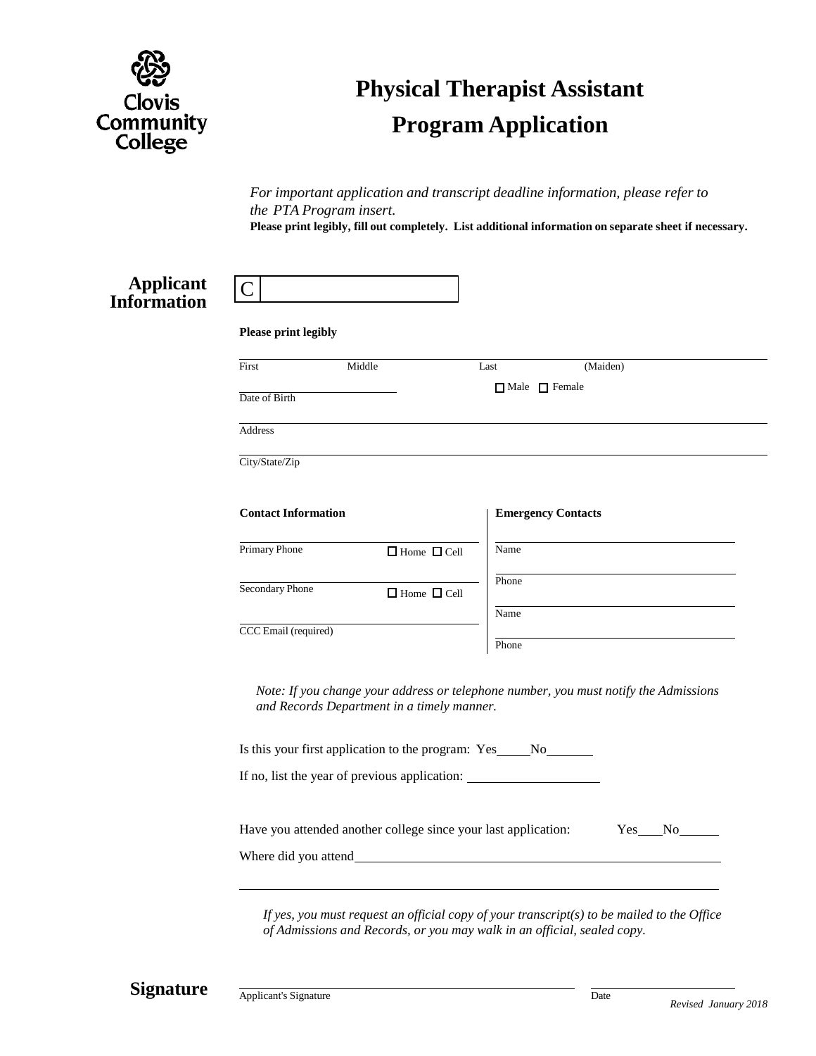Clovis Community College

# Physical Therapist Assistant Program Application

*For important application and transcript deadline information, please refer to the PTA Program insert.*

**Please print legibly, fill out completely. List additional information on separate sheet if necessary.**

## Applicant Information

C

**Please print legibly**

First Middle Last (Maiden)

Date of Birth ☐ Male ☐ Female

Address

City/State/Zip

**Contact Information**

Primary Phone ☐ Home ☐ Cell

Secondary Phone ☐ Home ☐ Cell

CCC Email (required)

**Emergency Contacts**

Name

Phone

Name

Phone

*Note: If you change your address or telephone number, you must notify the Admissions and Records Department in a timely manner.*

Is this your first application to the program: Yes\_\_\_\_\_No\_\_\_\_\_\_\_

If no, list the year of previous application: \_\_\_\_\_\_\_\_\_\_\_\_\_\_\_\_\_\_\_\_

Have you attended another college since your last application: Yes\_\_\_\_No\_\_\_\_\_\_

Where did you attend\_\_\_\_\_\_\_\_\_\_\_\_\_\_\_\_\_\_\_\_\_\_\_\_\_\_\_\_\_\_\_\_\_\_\_\_\_\_\_\_\_\_\_\_\_\_\_\_\_\_

*If yes, you must request an official copy of your transcript(s) to be mailed to the Office of Admissions and Records, or you may walk in an official, sealed copy.*

## Signature

Applicant's Signature Date

*Revised January 2018*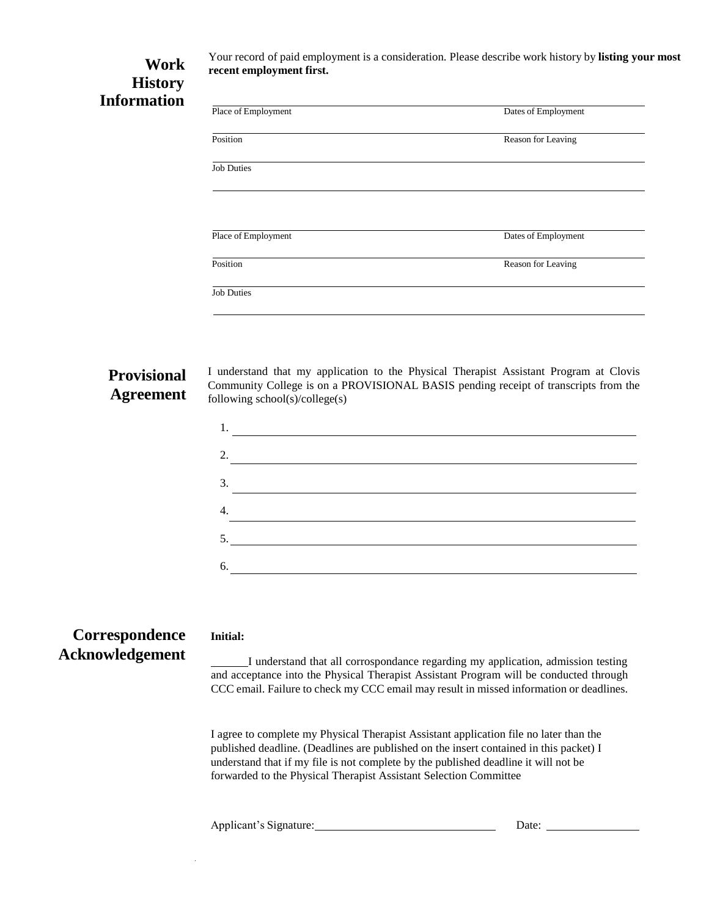## Work History Information

Your record of paid employment is a consideration. Please describe work history by **listing your most recent employment first.**

Place of Employment ______________________________ Dates of Employment ______________

Position ______________________________ Reason for Leaving ______________

Job Duties ______________________________________________

______________________________________________

Place of Employment ______________________________ Dates of Employment ______________

Position ______________________________ Reason for Leaving ______________

Job Duties ______________________________________________

______________________________________________

## Provisional Agreement

I understand that my application to the Physical Therapist Assistant Program at Clovis Community College is on a PROVISIONAL BASIS pending receipt of transcripts from the following school(s)/college(s)

1. ______________________________________________
2. ______________________________________________
3. ______________________________________________
4. ______________________________________________
5. ______________________________________________
6. ______________________________________________

## Correspondence Acknowledgement

**Initial:**

______I understand that all corrospondance regarding my application, admission testing and acceptance into the Physical Therapist Assistant Program will be conducted through CCC email. Failure to check my CCC email may result in missed information or deadlines.

I agree to complete my Physical Therapist Assistant application file no later than the published deadline. (Deadlines are published on the insert contained in this packet) I understand that if my file is not complete by the published deadline it will not be forwarded to the Physical Therapist Assistant Selection Committee

Applicant's Signature: ______________________________ Date: ______________